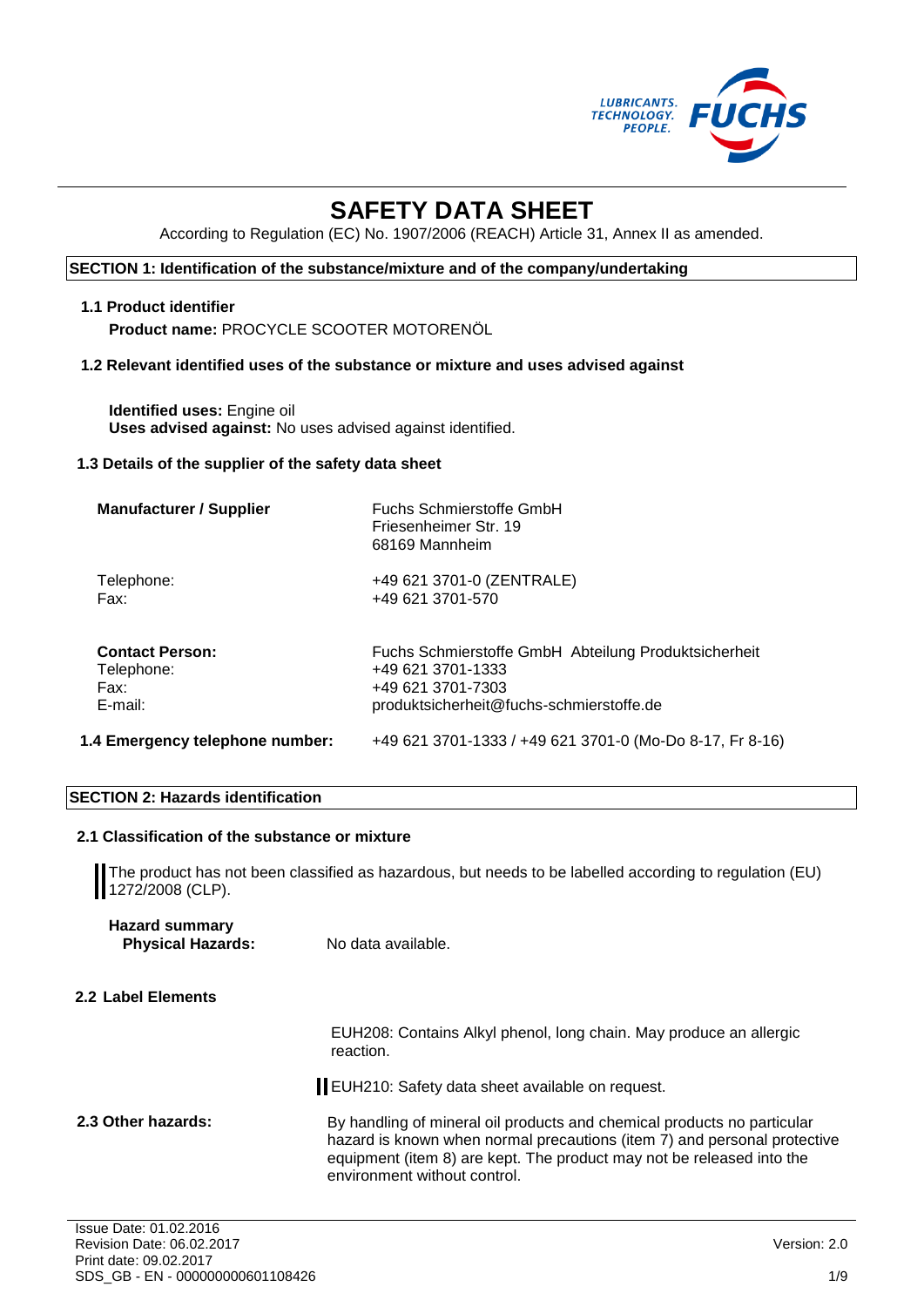# SAFETY DATA SHEET

According to Regulation (EC) No. 1907/2006 (REACH) Article 31, Annex II as amended.

## SECTION 1: Identification of the substance/mixture and of the company/undertaking

### 1.1 Product identifier

**Product name:** PROCYCLE SCOOTER MOTORENÖL

### 1.2 Relevant identified uses of the substance or mixture and uses advised against

**Identified uses:** Engine oil
**Uses advised against:** No uses advised against identified.

### 1.3 Details of the supplier of the safety data sheet

| | |
|---|---|
| **Manufacturer / Supplier** | Fuchs Schmierstoffe GmbH<br>Friesenheimer Str. 19<br>68169 Mannheim |
| Telephone: | +49 621 3701-0 (ZENTRALE) |
| Fax: | +49 621 3701-570 |
| **Contact Person:** | Fuchs Schmierstoffe GmbH Abteilung Produktsicherheit |
| Telephone: | +49 621 3701-1333 |
| Fax: | +49 621 3701-7303 |
| E-mail: | produktsicherheit@fuchs-schmierstoffe.de |

**1.4 Emergency telephone number:** +49 621 3701-1333 / +49 621 3701-0 (Mo-Do 8-17, Fr 8-16)

## SECTION 2: Hazards identification

### 2.1 Classification of the substance or mixture

The product has not been classified as hazardous, but needs to be labelled according to regulation (EU) 1272/2008 (CLP).

**Hazard summary**
**Physical Hazards:** No data available.

### 2.2 Label Elements

EUH208: Contains Alkyl phenol, long chain. May produce an allergic reaction.

EUH210: Safety data sheet available on request.

**2.3 Other hazards:** By handling of mineral oil products and chemical products no particular hazard is known when normal precautions (item 7) and personal protective equipment (item 8) are kept. The product may not be released into the environment without control.

Issue Date: 01.02.2016
Revision Date: 06.02.2017
Print date: 09.02.2017
SDS_GB - EN - 000000000601108426
Version: 2.0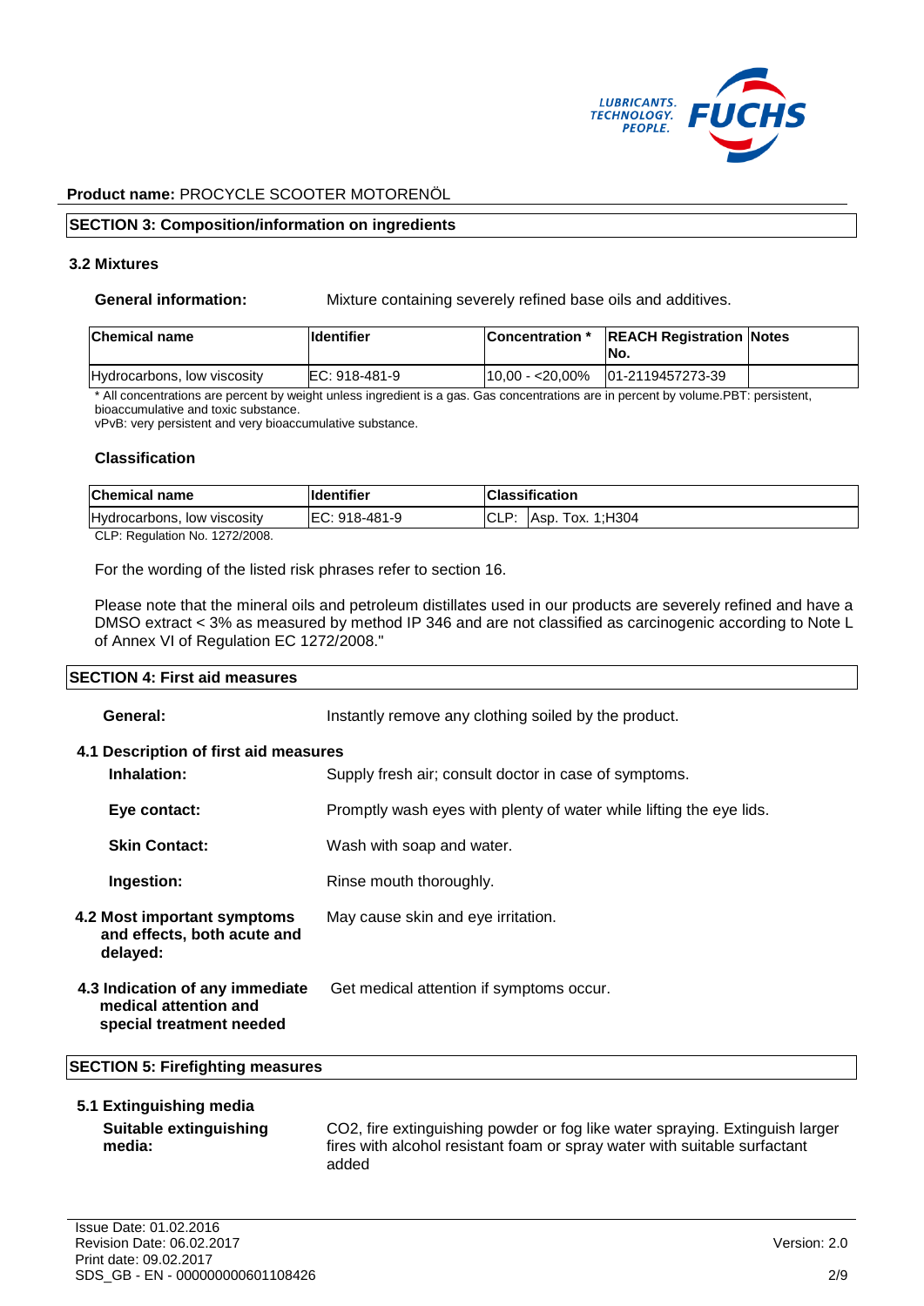**Product name:** PROCYCLE SCOOTER MOTORENÖL

## SECTION 3: Composition/information on ingredients

### 3.2 Mixtures

**General information:** Mixture containing severely refined base oils and additives.

| Chemical name | Identifier | Concentration * | REACH Registration No. | Notes |
|---|---|---|---|---|
| Hydrocarbons, low viscosity | EC: 918-481-9 | 10,00 - <20,00% | 01-2119457273-39 | |

* All concentrations are percent by weight unless ingredient is a gas. Gas concentrations are in percent by volume.PBT: persistent, bioaccumulative and toxic substance.
vPvB: very persistent and very bioaccumulative substance.

### Classification

| Chemical name | Identifier | Classification | |
|---|---|---|---|
| Hydrocarbons, low viscosity | EC: 918-481-9 | CLP: | Asp. Tox. 1;H304 |

CLP: Regulation No. 1272/2008.

For the wording of the listed risk phrases refer to section 16.

Please note that the mineral oils and petroleum distillates used in our products are severely refined and have a DMSO extract < 3% as measured by method IP 346 and are not classified as carcinogenic according to Note L of Annex VI of Regulation EC 1272/2008."

## SECTION 4: First aid measures

**General:** Instantly remove any clothing soiled by the product.

### 4.1 Description of first aid measures

**Inhalation:** Supply fresh air; consult doctor in case of symptoms.

**Eye contact:** Promptly wash eyes with plenty of water while lifting the eye lids.

**Skin Contact:** Wash with soap and water.

**Ingestion:** Rinse mouth thoroughly.

**4.2 Most important symptoms and effects, both acute and delayed:** May cause skin and eye irritation.

**4.3 Indication of any immediate medical attention and special treatment needed** Get medical attention if symptoms occur.

## SECTION 5: Firefighting measures

### 5.1 Extinguishing media

**Suitable extinguishing media:** $CO_2$, fire extinguishing powder or fog like water spraying. Extinguish larger fires with alcohol resistant foam or spray water with suitable surfactant added

Issue Date: 01.02.2016
Revision Date: 06.02.2017
Print date: 09.02.2017
SDS_GB - EN - 000000000601108426
Version: 2.0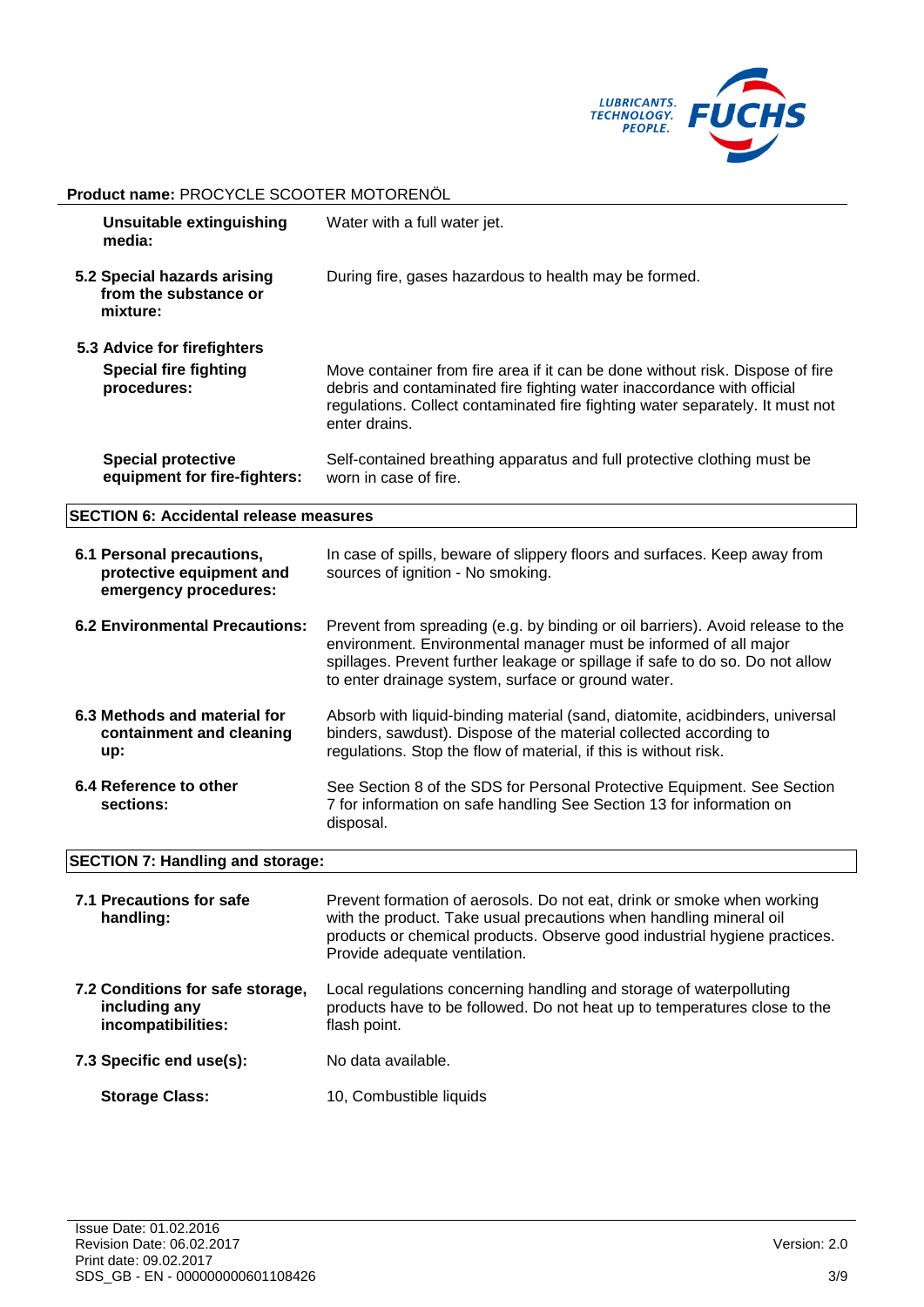**Product name:** PROCYCLE SCOOTER MOTORENÖL

| | |
|---|---|
| **Unsuitable extinguishing media:** | Water with a full water jet. |
| **5.2 Special hazards arising from the substance or mixture:** | During fire, gases hazardous to health may be formed. |

**5.3 Advice for firefighters**

| | |
|---|---|
| **Special fire fighting procedures:** | Move container from fire area if it can be done without risk. Dispose of fire debris and contaminated fire fighting water inaccordance with official regulations. Collect contaminated fire fighting water separately. It must not enter drains. |
| **Special protective equipment for fire-fighters:** | Self-contained breathing apparatus and full protective clothing must be worn in case of fire. |

## SECTION 6: Accidental release measures

| | |
|---|---|
| **6.1 Personal precautions, protective equipment and emergency procedures:** | In case of spills, beware of slippery floors and surfaces. Keep away from sources of ignition - No smoking. |
| **6.2 Environmental Precautions:** | Prevent from spreading (e.g. by binding or oil barriers). Avoid release to the environment. Environmental manager must be informed of all major spillages. Prevent further leakage or spillage if safe to do so. Do not allow to enter drainage system, surface or ground water. |
| **6.3 Methods and material for containment and cleaning up:** | Absorb with liquid-binding material (sand, diatomite, acidbinders, universal binders, sawdust). Dispose of the material collected according to regulations. Stop the flow of material, if this is without risk. |
| **6.4 Reference to other sections:** | See Section 8 of the SDS for Personal Protective Equipment. See Section 7 for information on safe handling See Section 13 for information on disposal. |

## SECTION 7: Handling and storage:

| | |
|---|---|
| **7.1 Precautions for safe handling:** | Prevent formation of aerosols. Do not eat, drink or smoke when working with the product. Take usual precautions when handling mineral oil products or chemical products. Observe good industrial hygiene practices. Provide adequate ventilation. |
| **7.2 Conditions for safe storage, including any incompatibilities:** | Local regulations concerning handling and storage of waterpolluting products have to be followed. Do not heat up to temperatures close to the flash point. |
| **7.3 Specific end use(s):** | No data available. |
| **Storage Class:** | 10, Combustible liquids |

Issue Date: 01.02.2016
Revision Date: 06.02.2017
Print date: 09.02.2017
SDS_GB - EN - 000000000601108426

Version: 2.0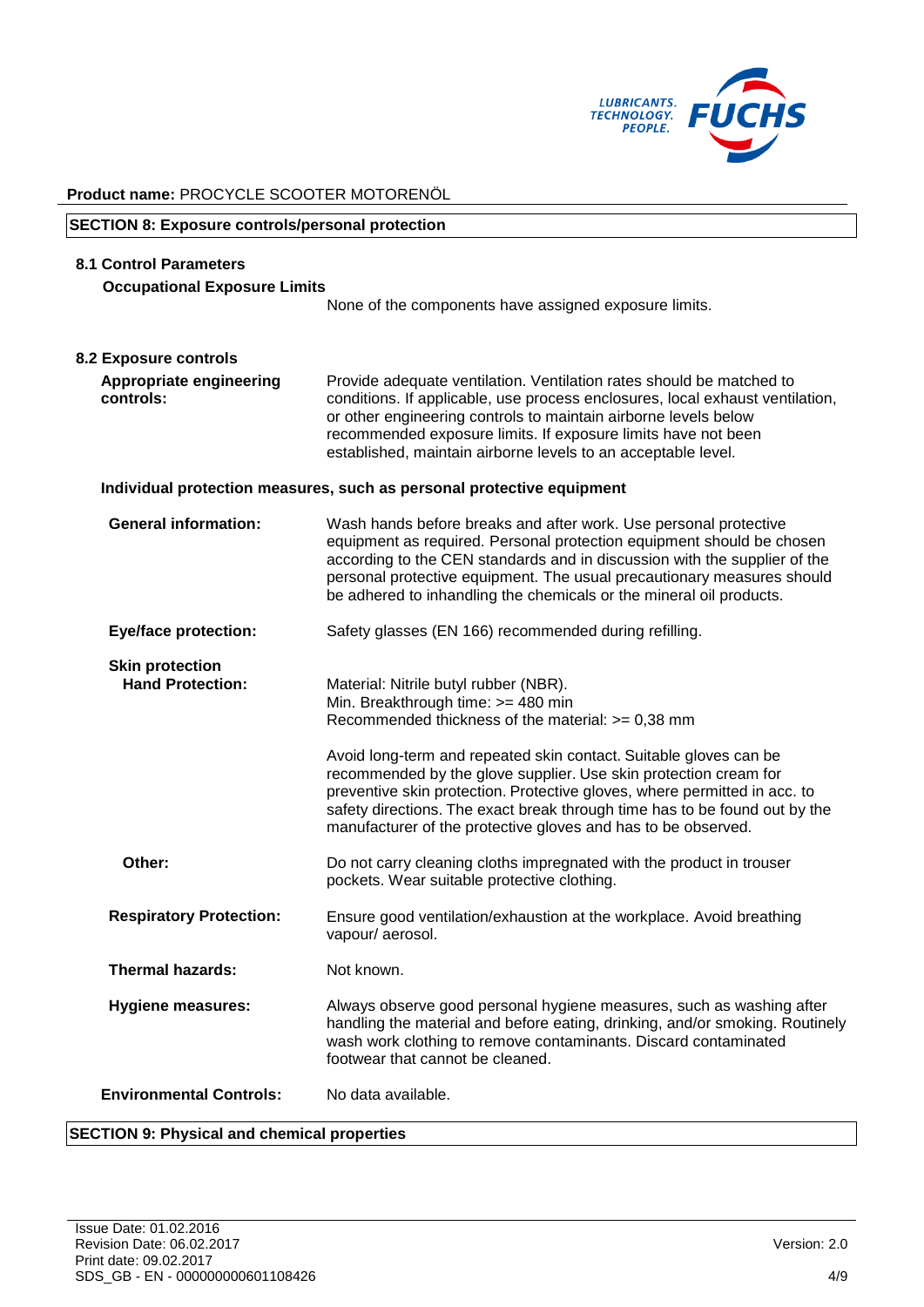**Product name:** PROCYCLE SCOOTER MOTORENÖL

## SECTION 8: Exposure controls/personal protection

### 8.1 Control Parameters

**Occupational Exposure Limits**

None of the components have assigned exposure limits.

### 8.2 Exposure controls

**Appropriate engineering controls:** Provide adequate ventilation. Ventilation rates should be matched to conditions. If applicable, use process enclosures, local exhaust ventilation, or other engineering controls to maintain airborne levels below recommended exposure limits. If exposure limits have not been established, maintain airborne levels to an acceptable level.

**Individual protection measures, such as personal protective equipment**

**General information:** Wash hands before breaks and after work. Use personal protective equipment as required. Personal protection equipment should be chosen according to the CEN standards and in discussion with the supplier of the personal protective equipment. The usual precautionary measures should be adhered to inhandling the chemicals or the mineral oil products.

**Eye/face protection:** Safety glasses (EN 166) recommended during refilling.

**Skin protection**

**Hand Protection:**

Material: Nitrile butyl rubber (NBR).
Min. Breakthrough time: >= 480 min
Recommended thickness of the material: >= 0,38 mm

Avoid long-term and repeated skin contact. Suitable gloves can be recommended by the glove supplier. Use skin protection cream for preventive skin protection. Protective gloves, where permitted in acc. to safety directions. The exact break through time has to be found out by the manufacturer of the protective gloves and has to be observed.

**Other:** Do not carry cleaning cloths impregnated with the product in trouser pockets. Wear suitable protective clothing.

**Respiratory Protection:** Ensure good ventilation/exhaustion at the workplace. Avoid breathing vapour/ aerosol.

**Thermal hazards:** Not known.

**Hygiene measures:** Always observe good personal hygiene measures, such as washing after handling the material and before eating, drinking, and/or smoking. Routinely wash work clothing to remove contaminants. Discard contaminated footwear that cannot be cleaned.

**Environmental Controls:** No data available.

## SECTION 9: Physical and chemical properties

Issue Date: 01.02.2016
Revision Date: 06.02.2017
Print date: 09.02.2017
SDS_GB - EN - 000000000601108426
Version: 2.0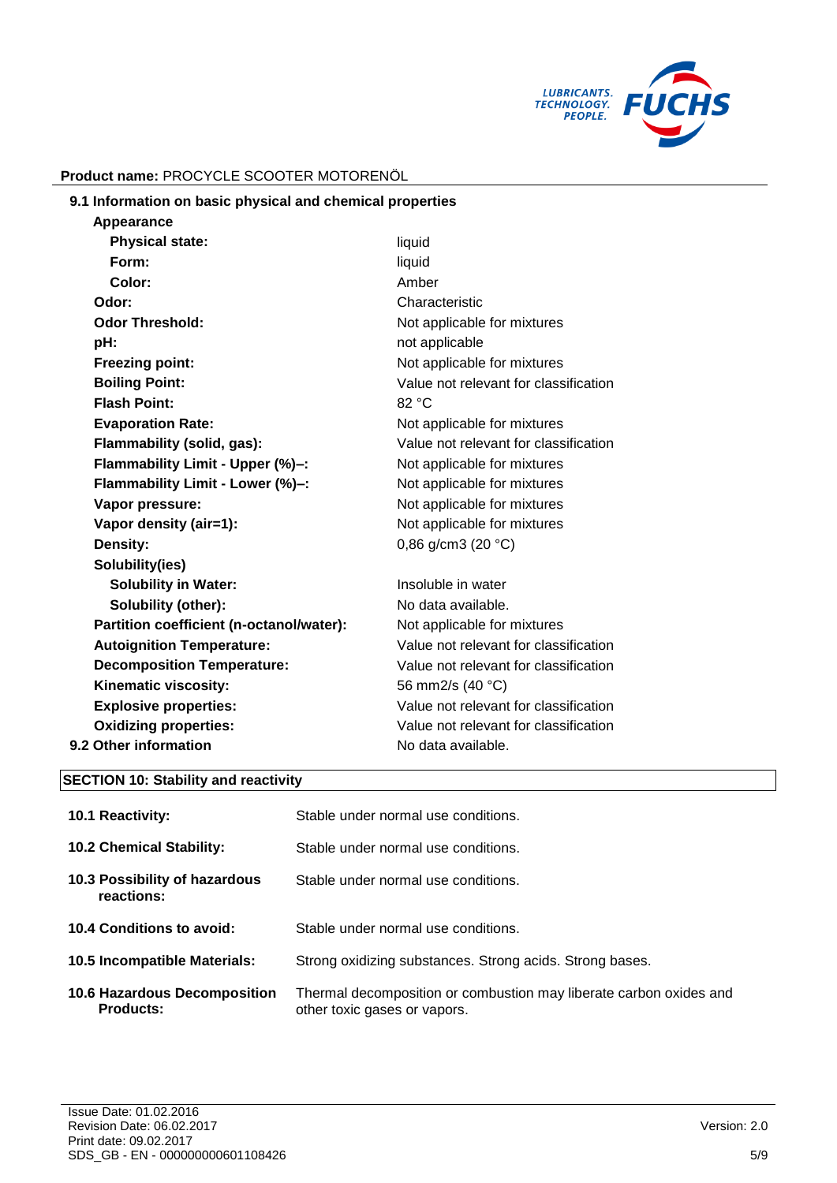**Product name:** PROCYCLE SCOOTER MOTORENÖL

**9.1 Information on basic physical and chemical properties**

| | |
|---|---|
| **Appearance** | |
| **Physical state:** | liquid |
| **Form:** | liquid |
| **Color:** | Amber |
| **Odor:** | Characteristic |
| **Odor Threshold:** | Not applicable for mixtures |
| **pH:** | not applicable |
| **Freezing point:** | Not applicable for mixtures |
| **Boiling Point:** | Value not relevant for classification |
| **Flash Point:** | 82 °C |
| **Evaporation Rate:** | Not applicable for mixtures |
| **Flammability (solid, gas):** | Value not relevant for classification |
| **Flammability Limit - Upper (%)–:** | Not applicable for mixtures |
| **Flammability Limit - Lower (%)–:** | Not applicable for mixtures |
| **Vapor pressure:** | Not applicable for mixtures |
| **Vapor density (air=1):** | Not applicable for mixtures |
| **Density:** | 0,86 g/cm3 (20 °C) |
| **Solubility(ies)** | |
| **Solubility in Water:** | Insoluble in water |
| **Solubility (other):** | No data available. |
| **Partition coefficient (n-octanol/water):** | Not applicable for mixtures |
| **Autoignition Temperature:** | Value not relevant for classification |
| **Decomposition Temperature:** | Value not relevant for classification |
| **Kinematic viscosity:** | 56 mm2/s (40 °C) |
| **Explosive properties:** | Value not relevant for classification |
| **Oxidizing properties:** | Value not relevant for classification |

**9.2 Other information** — No data available.

## SECTION 10: Stability and reactivity

| | |
|---|---|
| **10.1 Reactivity:** | Stable under normal use conditions. |
| **10.2 Chemical Stability:** | Stable under normal use conditions. |
| **10.3 Possibility of hazardous reactions:** | Stable under normal use conditions. |
| **10.4 Conditions to avoid:** | Stable under normal use conditions. |
| **10.5 Incompatible Materials:** | Strong oxidizing substances. Strong acids. Strong bases. |
| **10.6 Hazardous Decomposition Products:** | Thermal decomposition or combustion may liberate carbon oxides and other toxic gases or vapors. |

Issue Date: 01.02.2016
Revision Date: 06.02.2017
Print date: 09.02.2017
SDS_GB - EN - 000000000601108426

Version: 2.0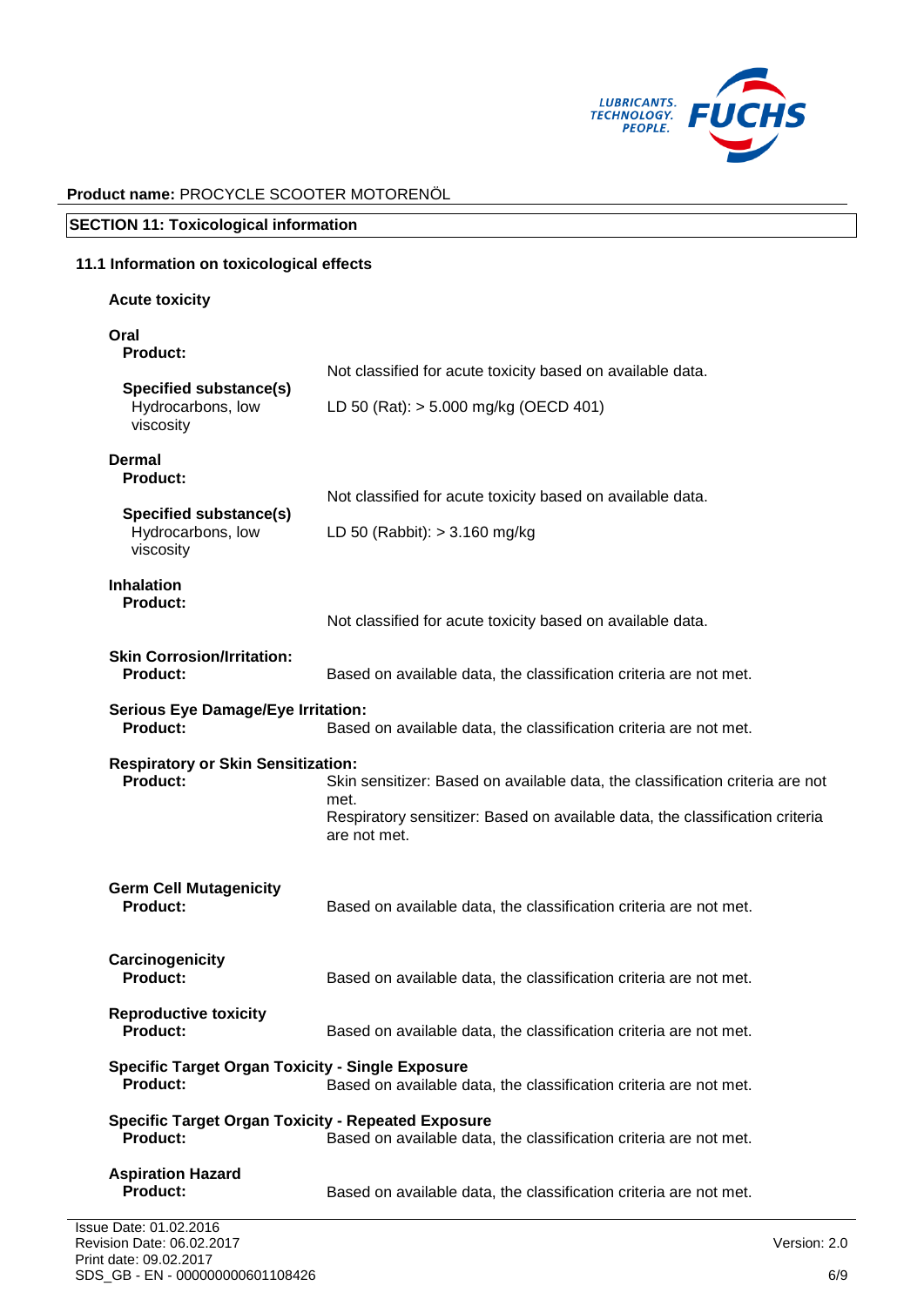**Product name:** PROCYCLE SCOOTER MOTORENÖL

## SECTION 11: Toxicological information

### 11.1 Information on toxicological effects

**Acute toxicity**

**Oral**

**Product:**
Not classified for acute toxicity based on available data.

**Specified substance(s)**
Hydrocarbons, low viscosity: LD 50 (Rat): > 5.000 mg/kg (OECD 401)

**Dermal**

**Product:**
Not classified for acute toxicity based on available data.

**Specified substance(s)**
Hydrocarbons, low viscosity: LD 50 (Rabbit): > 3.160 mg/kg

**Inhalation**

**Product:**
Not classified for acute toxicity based on available data.

**Skin Corrosion/Irritation:**
**Product:** Based on available data, the classification criteria are not met.

**Serious Eye Damage/Eye Irritation:**
**Product:** Based on available data, the classification criteria are not met.

**Respiratory or Skin Sensitization:**
**Product:** Skin sensitizer: Based on available data, the classification criteria are not met.
Respiratory sensitizer: Based on available data, the classification criteria are not met.

**Germ Cell Mutagenicity**
**Product:** Based on available data, the classification criteria are not met.

**Carcinogenicity**
**Product:** Based on available data, the classification criteria are not met.

**Reproductive toxicity**
**Product:** Based on available data, the classification criteria are not met.

**Specific Target Organ Toxicity - Single Exposure**
**Product:** Based on available data, the classification criteria are not met.

**Specific Target Organ Toxicity - Repeated Exposure**
**Product:** Based on available data, the classification criteria are not met.

**Aspiration Hazard**
**Product:** Based on available data, the classification criteria are not met.

Issue Date: 01.02.2016
Revision Date: 06.02.2017
Print date: 09.02.2017
SDS_GB - EN - 000000000601108426
Version: 2.0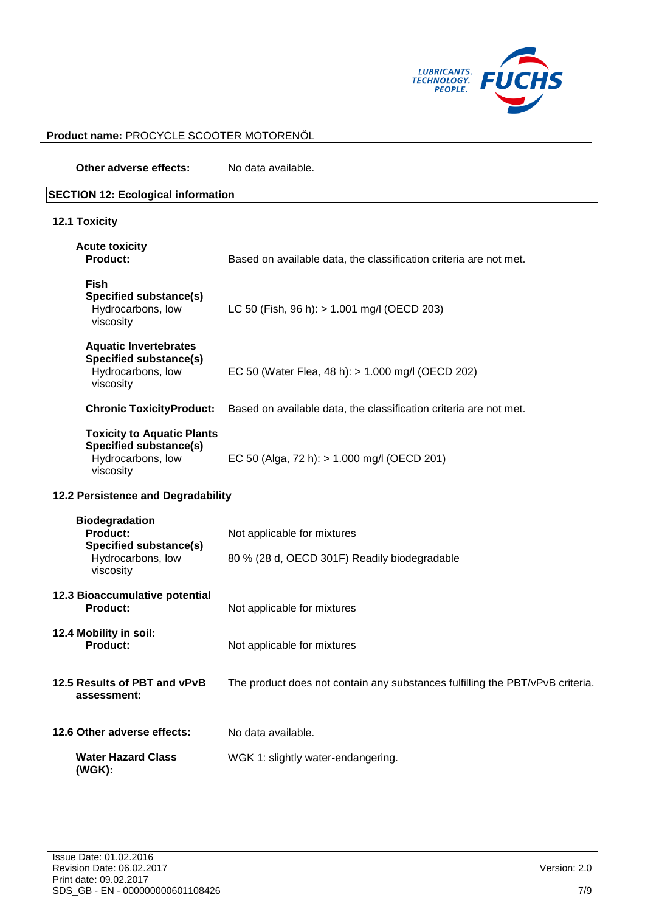**Other adverse effects:** No data available.

## SECTION 12: Ecological information

### 12.1 Toxicity

**Acute toxicity**

**Product:** Based on available data, the classification criteria are not met.

**Fish**
**Specified substance(s)**
Hydrocarbons, low viscosity: LC 50 (Fish, 96 h): > 1.001 mg/l (OECD 203)

**Aquatic Invertebrates**
**Specified substance(s)**
Hydrocarbons, low viscosity: EC 50 (Water Flea, 48 h): > 1.000 mg/l (OECD 202)

**Chronic ToxicityProduct:** Based on available data, the classification criteria are not met.

**Toxicity to Aquatic Plants**
**Specified substance(s)**
Hydrocarbons, low viscosity: EC 50 (Alga, 72 h): > 1.000 mg/l (OECD 201)

### 12.2 Persistence and Degradability

**Biodegradation**
**Product:** Not applicable for mixtures
**Specified substance(s)**
Hydrocarbons, low viscosity: 80 % (28 d, OECD 301F) Readily biodegradable

### 12.3 Bioaccumulative potential

**Product:** Not applicable for mixtures

### 12.4 Mobility in soil:

**Product:** Not applicable for mixtures

### 12.5 Results of PBT and vPvB assessment:

The product does not contain any substances fulfilling the PBT/vPvB criteria.

### 12.6 Other adverse effects:

No data available.

**Water Hazard Class (WGK):** WGK 1: slightly water-endangering.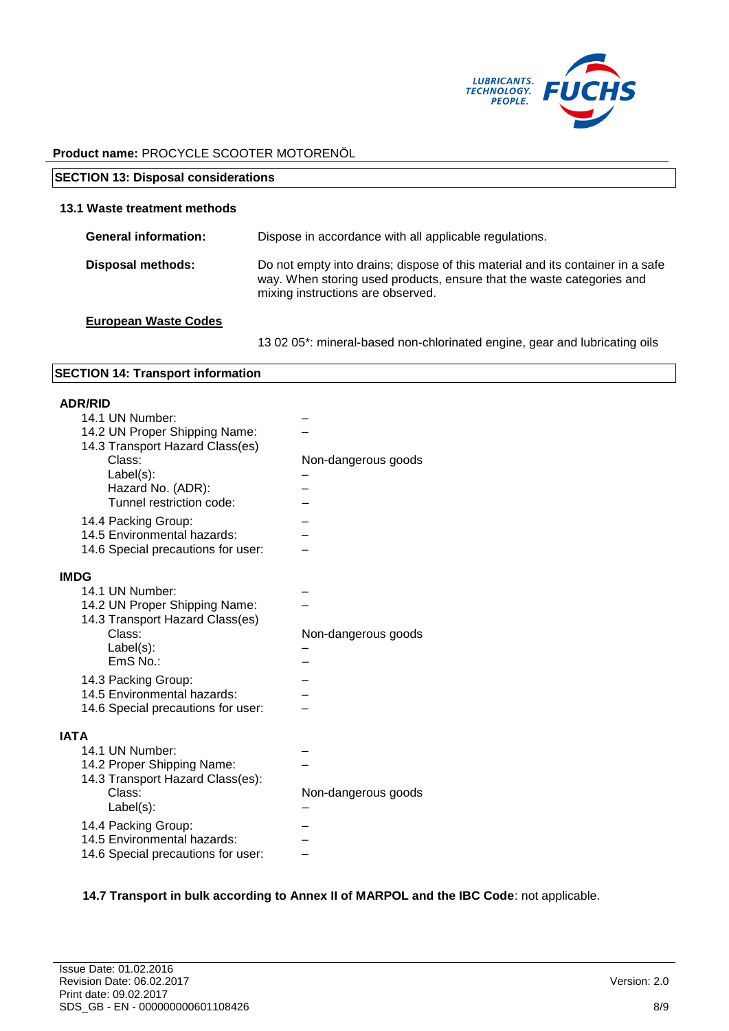**Product name:** PROCYCLE SCOOTER MOTORENÖL

## SECTION 13: Disposal considerations

### 13.1 Waste treatment methods

**General information:** Dispose in accordance with all applicable regulations.

**Disposal methods:** Do not empty into drains; dispose of this material and its container in a safe way. When storing used products, ensure that the waste categories and mixing instructions are observed.

**European Waste Codes**

13 02 05*: mineral-based non-chlorinated engine, gear and lubricating oils

## SECTION 14: Transport information

### ADR/RID

| | |
|---|---|
| 14.1 UN Number: | – |
| 14.2 UN Proper Shipping Name: | – |
| 14.3 Transport Hazard Class(es) | |
| Class: | Non-dangerous goods |
| Label(s): | – |
| Hazard No. (ADR): | – |
| Tunnel restriction code: | – |
| 14.4 Packing Group: | – |
| 14.5 Environmental hazards: | – |
| 14.6 Special precautions for user: | – |

### IMDG

| | |
|---|---|
| 14.1 UN Number: | – |
| 14.2 UN Proper Shipping Name: | – |
| 14.3 Transport Hazard Class(es) | |
| Class: | Non-dangerous goods |
| Label(s): | – |
| EmS No.: | – |
| 14.3 Packing Group: | – |
| 14.5 Environmental hazards: | – |
| 14.6 Special precautions for user: | – |

### IATA

| | |
|---|---|
| 14.1 UN Number: | – |
| 14.2 Proper Shipping Name: | – |
| 14.3 Transport Hazard Class(es): | |
| Class: | Non-dangerous goods |
| Label(s): | – |
| 14.4 Packing Group: | – |
| 14.5 Environmental hazards: | – |
| 14.6 Special precautions for user: | – |

**14.7 Transport in bulk according to Annex II of MARPOL and the IBC Code**: not applicable.

Issue Date: 01.02.2016
Revision Date: 06.02.2017
Print date: 09.02.2017
SDS_GB - EN - 000000000601108426 Version: 2.0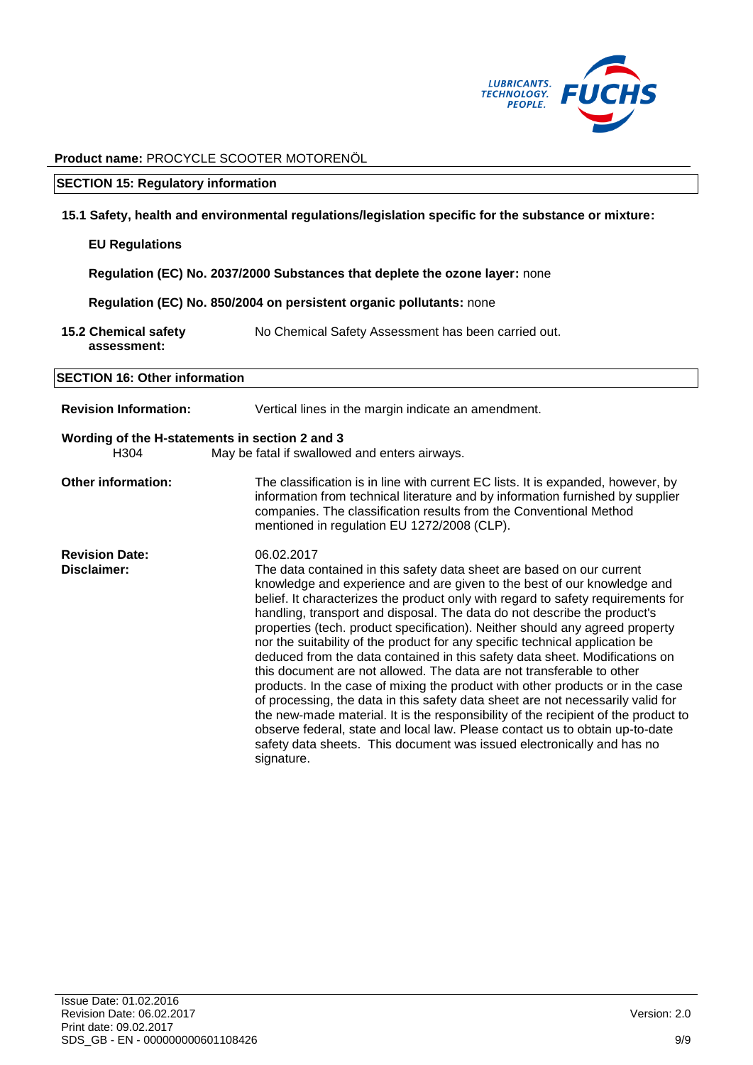**Product name:** PROCYCLE SCOOTER MOTORENÖL

## SECTION 15: Regulatory information

**15.1 Safety, health and environmental regulations/legislation specific for the substance or mixture:**

**EU Regulations**

**Regulation (EC) No. 2037/2000 Substances that deplete the ozone layer:** none

**Regulation (EC) No. 850/2004 on persistent organic pollutants:** none

**15.2 Chemical safety assessment:** No Chemical Safety Assessment has been carried out.

## SECTION 16: Other information

**Revision Information:** Vertical lines in the margin indicate an amendment.

**Wording of the H-statements in section 2 and 3**

H304 May be fatal if swallowed and enters airways.

**Other information:** The classification is in line with current EC lists. It is expanded, however, by information from technical literature and by information furnished by supplier companies. The classification results from the Conventional Method mentioned in regulation EU 1272/2008 (CLP).

**Revision Date:** 06.02.2017

**Disclaimer:** The data contained in this safety data sheet are based on our current knowledge and experience and are given to the best of our knowledge and belief. It characterizes the product only with regard to safety requirements for handling, transport and disposal. The data do not describe the product's properties (tech. product specification). Neither should any agreed property nor the suitability of the product for any specific technical application be deduced from the data contained in this safety data sheet. Modifications on this document are not allowed. The data are not transferable to other products. In the case of mixing the product with other products or in the case of processing, the data in this safety data sheet are not necessarily valid for the new-made material. It is the responsibility of the recipient of the product to observe federal, state and local law. Please contact us to obtain up-to-date safety data sheets. This document was issued electronically and has no signature.